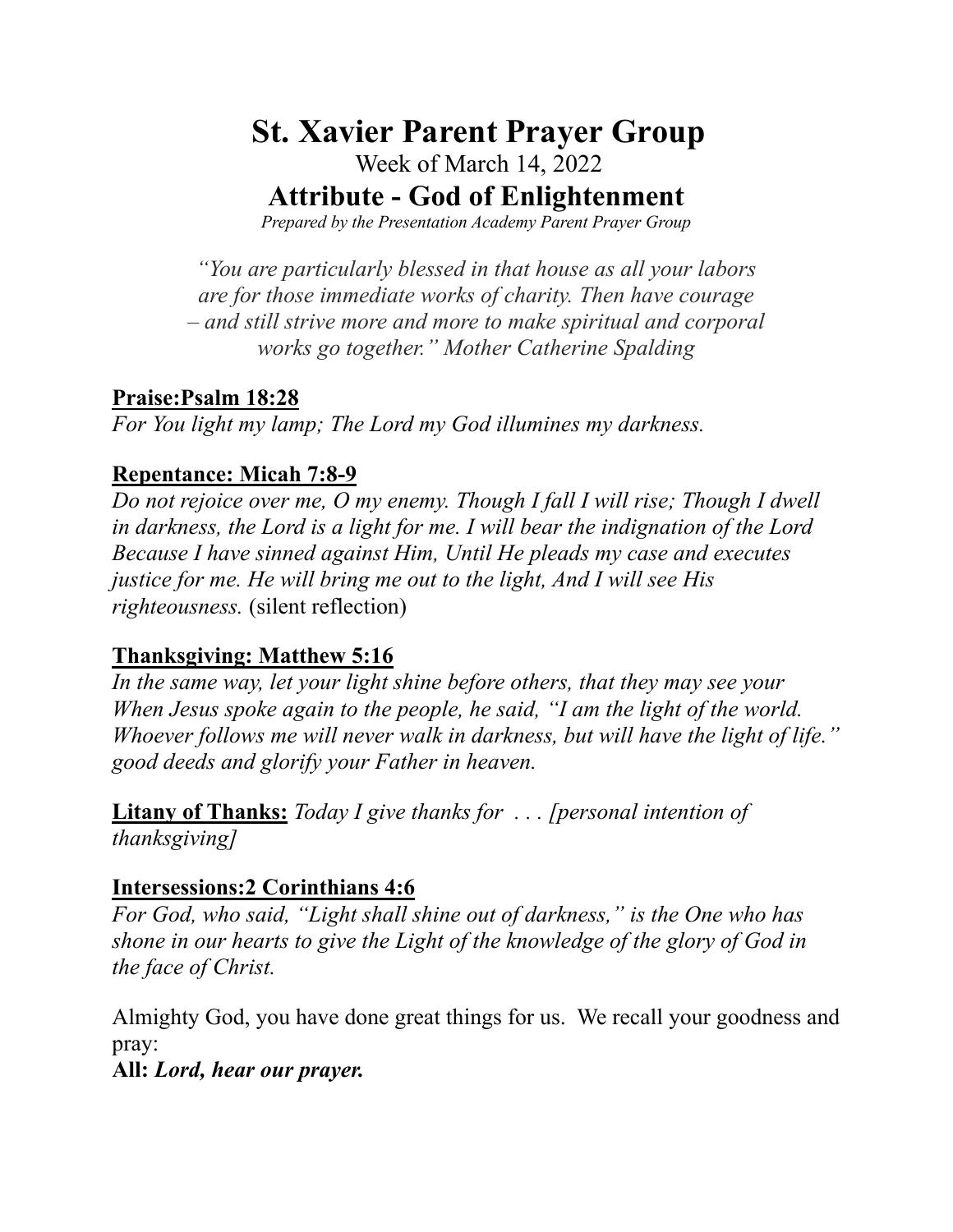# St. Xavier Parent Prayer Group

Week of March 14, 2022

## Attribute - God of Enlightenment

*Prepared by the Presentation Academy Parent Prayer Group*

*"You are particularly blessed in that house as all your labors are for those immediate works of charity. Then have courage – and still strive more and more to make spiritual and corporal works go together." Mother Catherine Spalding*

**Praise:Psalm 18:28**

*For You light my lamp; The Lord my God illumines my darkness.*

**Repentance: Micah 7:8-9**

*Do not rejoice over me, O my enemy. Though I fall I will rise; Though I dwell in darkness, the Lord is a light for me. I will bear the indignation of the Lord Because I have sinned against Him, Until He pleads my case and executes justice for me. He will bring me out to the light, And I will see His righteousness.* (silent reflection)

**Thanksgiving: Matthew 5:16**

*In the same way, let your light shine before others, that they may see your When Jesus spoke again to the people, he said, "I am the light of the world. Whoever follows me will never walk in darkness, but will have the light of life." good deeds and glorify your Father in heaven.*

**Litany of Thanks:** *Today I give thanks for . . . [personal intention of thanksgiving]*

**Intersessions:2 Corinthians 4:6**

*For God, who said, "Light shall shine out of darkness," is the One who has shone in our hearts to give the Light of the knowledge of the glory of God in the face of Christ.*

Almighty God, you have done great things for us. We recall your goodness and pray:

**All:** ***Lord, hear our prayer.***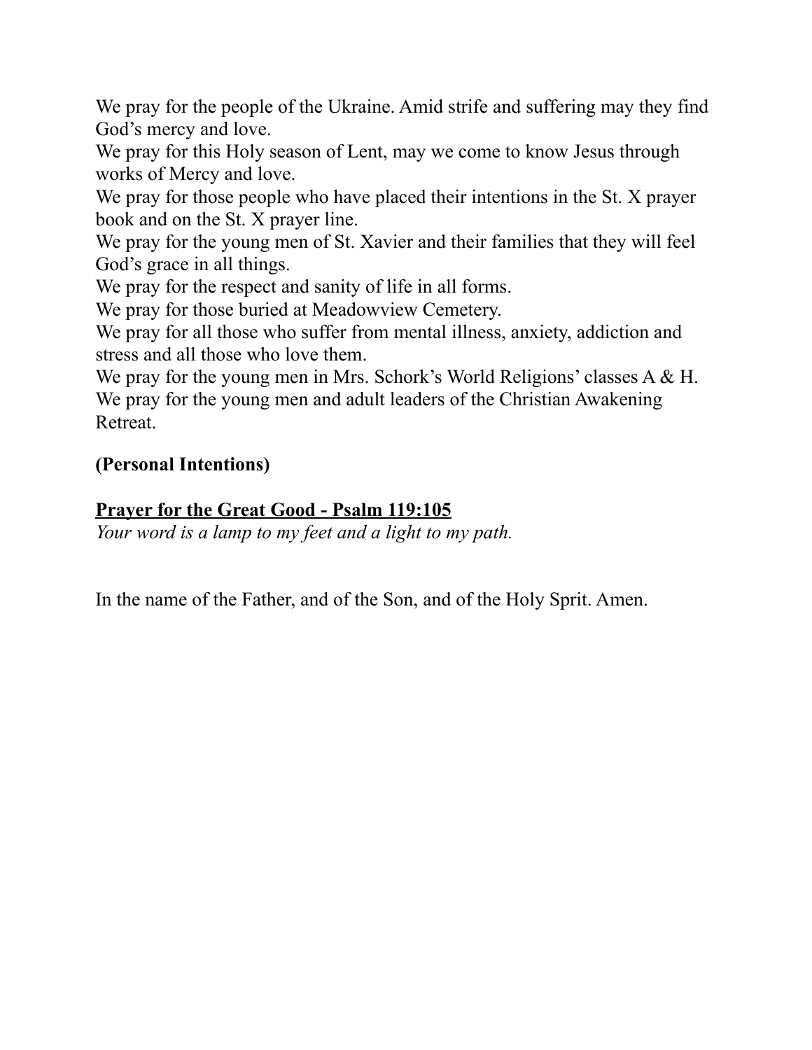We pray for the people of the Ukraine. Amid strife and suffering may they find God's mercy and love.
We pray for this Holy season of Lent, may we come to know Jesus through works of Mercy and love.
We pray for those people who have placed their intentions in the St. X prayer book and on the St. X prayer line.
We pray for the young men of St. Xavier and their families that they will feel God's grace in all things.
We pray for the respect and sanity of life in all forms.
We pray for those buried at Meadowview Cemetery.
We pray for all those who suffer from mental illness, anxiety, addiction and stress and all those who love them.
We pray for the young men in Mrs. Schork's World Religions' classes A & H.
We pray for the young men and adult leaders of the Christian Awakening Retreat.

**(Personal Intentions)**

**<u>Prayer for the Great Good - Psalm 119:105</u>**
*Your word is a lamp to my feet and a light to my path.*

In the name of the Father, and of the Son, and of the Holy Sprit. Amen.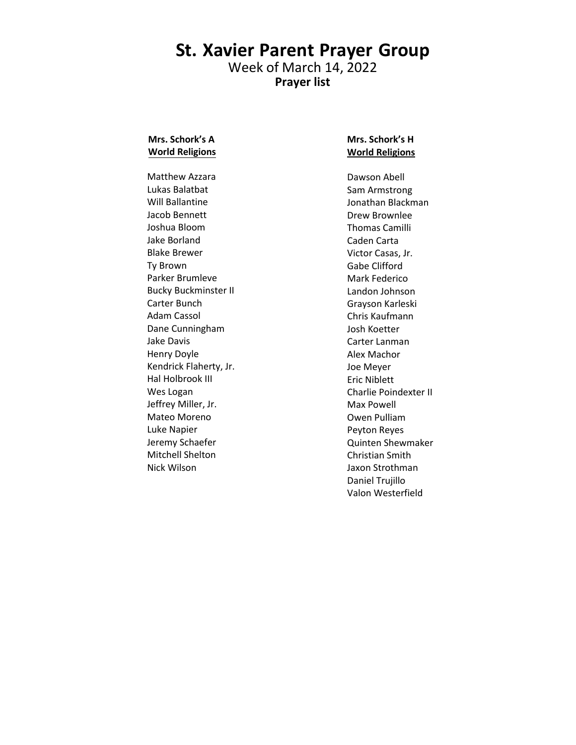# St. Xavier Parent Prayer Group

Week of March 14, 2022

**Prayer list**

**Mrs. Schork's A**
**World Religions**

Matthew Azzara
Lukas Balatbat
Will Ballantine
Jacob Bennett
Joshua Bloom
Jake Borland
Blake Brewer
Ty Brown
Parker Brumleve
Bucky Buckminster II
Carter Bunch
Adam Cassol
Dane Cunningham
Jake Davis
Henry Doyle
Kendrick Flaherty, Jr.
Hal Holbrook III
Wes Logan
Jeffrey Miller, Jr.
Mateo Moreno
Luke Napier
Jeremy Schaefer
Mitchell Shelton
Nick Wilson

**Mrs. Schork's H**
**World Religions**

Dawson Abell
Sam Armstrong
Jonathan Blackman
Drew Brownlee
Thomas Camilli
Caden Carta
Victor Casas, Jr.
Gabe Clifford
Mark Federico
Landon Johnson
Grayson Karleski
Chris Kaufmann
Josh Koetter
Carter Lanman
Alex Machor
Joe Meyer
Eric Niblett
Charlie Poindexter II
Max Powell
Owen Pulliam
Peyton Reyes
Quinten Shewmaker
Christian Smith
Jaxon Strothman
Daniel Trujillo
Valon Westerfield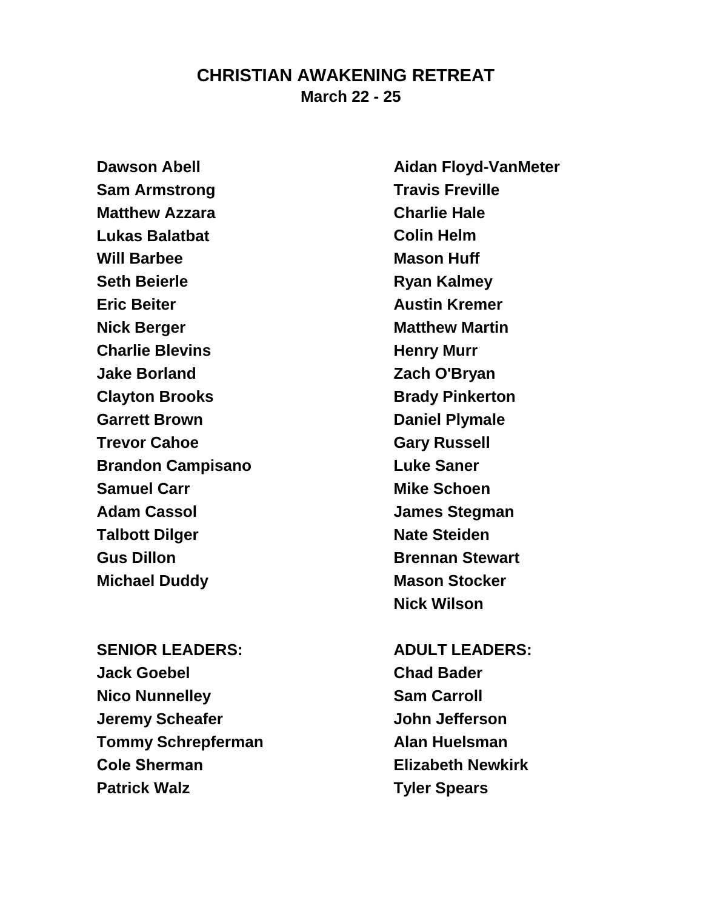# CHRISTIAN AWAKENING RETREAT

**March 22 - 25**

**Dawson Abell**
**Sam Armstrong**
**Matthew Azzara**
**Lukas Balatbat**
**Will Barbee**
**Seth Beierle**
**Eric Beiter**
**Nick Berger**
**Charlie Blevins**
**Jake Borland**
**Clayton Brooks**
**Garrett Brown**
**Trevor Cahoe**
**Brandon Campisano**
**Samuel Carr**
**Adam Cassol**
**Talbott Dilger**
**Gus Dillon**
**Michael Duddy**

**Aidan Floyd-VanMeter**
**Travis Freville**
**Charlie Hale**
**Colin Helm**
**Mason Huff**
**Ryan Kalmey**
**Austin Kremer**
**Matthew Martin**
**Henry Murr**
**Zach O'Bryan**
**Brady Pinkerton**
**Daniel Plymale**
**Gary Russell**
**Luke Saner**
**Mike Schoen**
**James Stegman**
**Nate Steiden**
**Brennan Stewart**
**Mason Stocker**
**Nick Wilson**

**SENIOR LEADERS:**
**Jack Goebel**
**Nico Nunnelley**
**Jeremy Scheafer**
**Tommy Schrepferman**
**Cole Sherman**
**Patrick Walz**

**ADULT LEADERS:**
**Chad Bader**
**Sam Carroll**
**John Jefferson**
**Alan Huelsman**
**Elizabeth Newkirk**
**Tyler Spears**